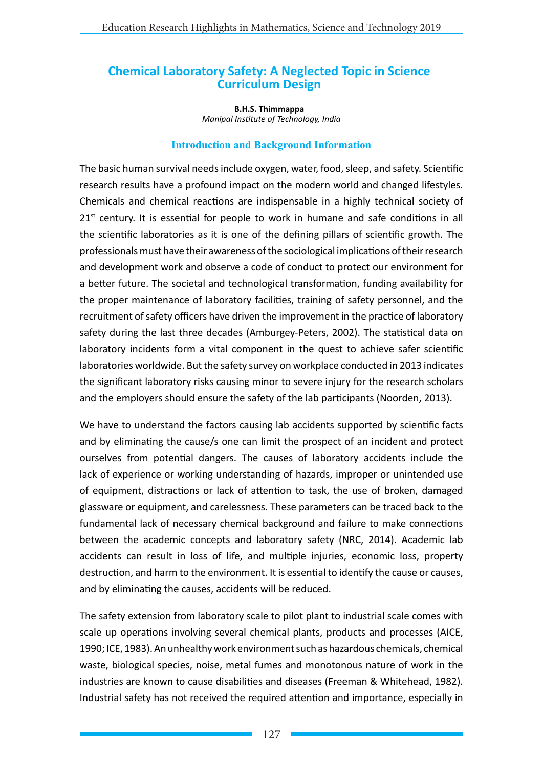# Chemical Laboratory Safety: A Neglected Topic in Science Curriculum Design

**B.H.S. Thimmappa**
*Manipal Institute of Technology, India*

## Introduction and Background Information

The basic human survival needs include oxygen, water, food, sleep, and safety. Scientific research results have a profound impact on the modern world and changed lifestyles. Chemicals and chemical reactions are indispensable in a highly technical society of 21st century. It is essential for people to work in humane and safe conditions in all the scientific laboratories as it is one of the defining pillars of scientific growth. The professionals must have their awareness of the sociological implications of their research and development work and observe a code of conduct to protect our environment for a better future. The societal and technological transformation, funding availability for the proper maintenance of laboratory facilities, training of safety personnel, and the recruitment of safety officers have driven the improvement in the practice of laboratory safety during the last three decades (Amburgey-Peters, 2002). The statistical data on laboratory incidents form a vital component in the quest to achieve safer scientific laboratories worldwide. But the safety survey on workplace conducted in 2013 indicates the significant laboratory risks causing minor to severe injury for the research scholars and the employers should ensure the safety of the lab participants (Noorden, 2013).

We have to understand the factors causing lab accidents supported by scientific facts and by eliminating the cause/s one can limit the prospect of an incident and protect ourselves from potential dangers. The causes of laboratory accidents include the lack of experience or working understanding of hazards, improper or unintended use of equipment, distractions or lack of attention to task, the use of broken, damaged glassware or equipment, and carelessness. These parameters can be traced back to the fundamental lack of necessary chemical background and failure to make connections between the academic concepts and laboratory safety (NRC, 2014). Academic lab accidents can result in loss of life, and multiple injuries, economic loss, property destruction, and harm to the environment. It is essential to identify the cause or causes, and by eliminating the causes, accidents will be reduced.

The safety extension from laboratory scale to pilot plant to industrial scale comes with scale up operations involving several chemical plants, products and processes (AICE, 1990; ICE, 1983). An unhealthy work environment such as hazardous chemicals, chemical waste, biological species, noise, metal fumes and monotonous nature of work in the industries are known to cause disabilities and diseases (Freeman & Whitehead, 1982). Industrial safety has not received the required attention and importance, especially in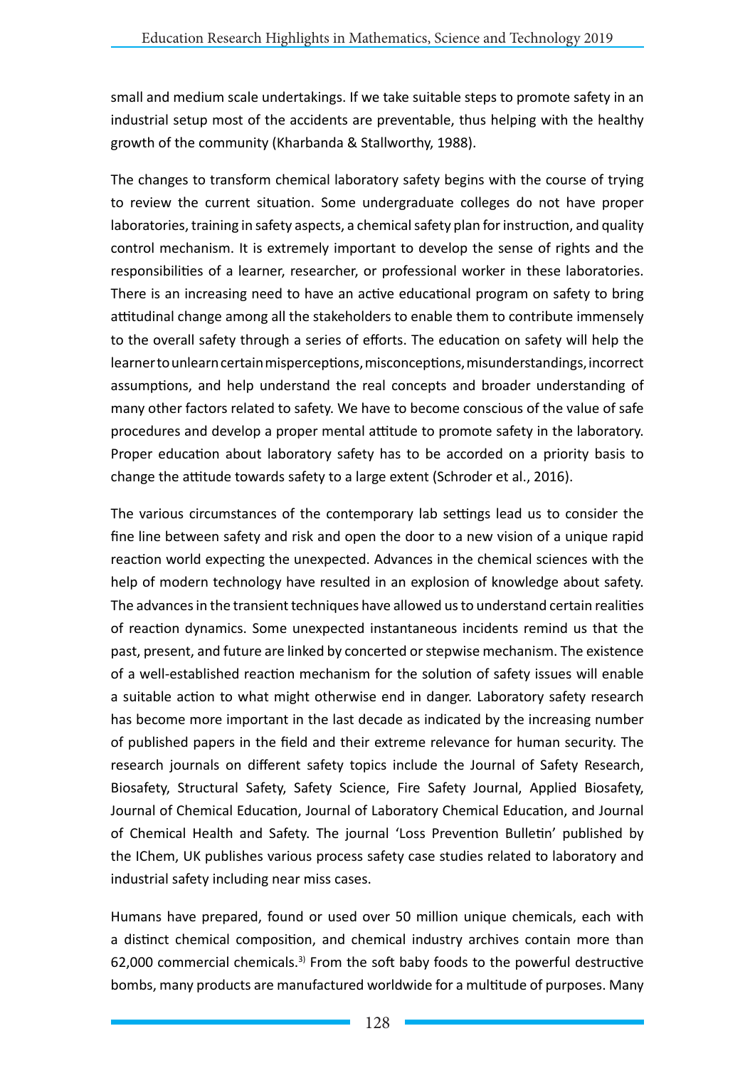small and medium scale undertakings. If we take suitable steps to promote safety in an industrial setup most of the accidents are preventable, thus helping with the healthy growth of the community (Kharbanda & Stallworthy, 1988).

The changes to transform chemical laboratory safety begins with the course of trying to review the current situation. Some undergraduate colleges do not have proper laboratories, training in safety aspects, a chemical safety plan for instruction, and quality control mechanism. It is extremely important to develop the sense of rights and the responsibilities of a learner, researcher, or professional worker in these laboratories. There is an increasing need to have an active educational program on safety to bring attitudinal change among all the stakeholders to enable them to contribute immensely to the overall safety through a series of efforts. The education on safety will help the learner to unlearn certain misperceptions, misconceptions, misunderstandings, incorrect assumptions, and help understand the real concepts and broader understanding of many other factors related to safety. We have to become conscious of the value of safe procedures and develop a proper mental attitude to promote safety in the laboratory. Proper education about laboratory safety has to be accorded on a priority basis to change the attitude towards safety to a large extent (Schroder et al., 2016).

The various circumstances of the contemporary lab settings lead us to consider the fine line between safety and risk and open the door to a new vision of a unique rapid reaction world expecting the unexpected. Advances in the chemical sciences with the help of modern technology have resulted in an explosion of knowledge about safety. The advances in the transient techniques have allowed us to understand certain realities of reaction dynamics. Some unexpected instantaneous incidents remind us that the past, present, and future are linked by concerted or stepwise mechanism. The existence of a well-established reaction mechanism for the solution of safety issues will enable a suitable action to what might otherwise end in danger. Laboratory safety research has become more important in the last decade as indicated by the increasing number of published papers in the field and their extreme relevance for human security. The research journals on different safety topics include the Journal of Safety Research, Biosafety, Structural Safety, Safety Science, Fire Safety Journal, Applied Biosafety, Journal of Chemical Education, Journal of Laboratory Chemical Education, and Journal of Chemical Health and Safety. The journal 'Loss Prevention Bulletin' published by the IChem, UK publishes various process safety case studies related to laboratory and industrial safety including near miss cases.

Humans have prepared, found or used over 50 million unique chemicals, each with a distinct chemical composition, and chemical industry archives contain more than 62,000 commercial chemicals.[3)] From the soft baby foods to the powerful destructive bombs, many products are manufactured worldwide for a multitude of purposes. Many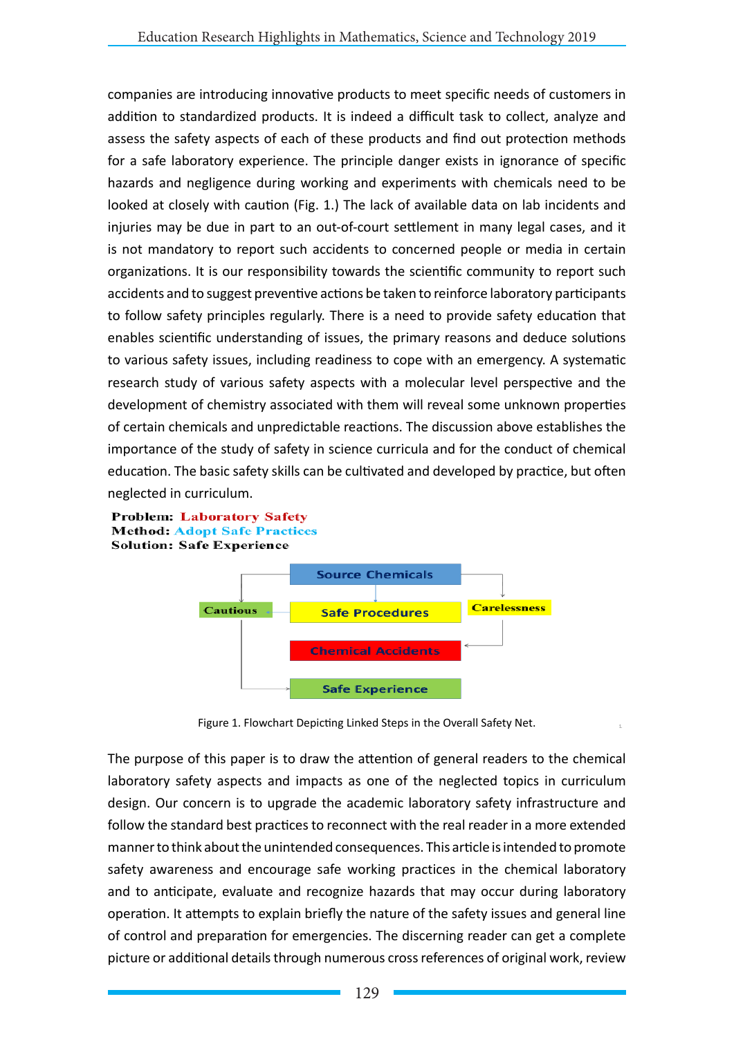companies are introducing innovative products to meet specific needs of customers in addition to standardized products. It is indeed a difficult task to collect, analyze and assess the safety aspects of each of these products and find out protection methods for a safe laboratory experience. The principle danger exists in ignorance of specific hazards and negligence during working and experiments with chemicals need to be looked at closely with caution (Fig. 1.) The lack of available data on lab incidents and injuries may be due in part to an out-of-court settlement in many legal cases, and it is not mandatory to report such accidents to concerned people or media in certain organizations. It is our responsibility towards the scientific community to report such accidents and to suggest preventive actions be taken to reinforce laboratory participants to follow safety principles regularly. There is a need to provide safety education that enables scientific understanding of issues, the primary reasons and deduce solutions to various safety issues, including readiness to cope with an emergency. A systematic research study of various safety aspects with a molecular level perspective and the development of chemistry associated with them will reveal some unknown properties of certain chemicals and unpredictable reactions. The discussion above establishes the importance of the study of safety in science curricula and for the conduct of chemical education. The basic safety skills can be cultivated and developed by practice, but often neglected in curriculum.

**Problem:** Laboratory Safety
**Method:** Adopt Safe Practices
**Solution:** Safe Experience

Source Chemicals

Cautious | Safe Procedures | Carelessness

Chemical Accidents

Safe Experience

Figure 1. Flowchart Depicting Linked Steps in the Overall Safety Net.

The purpose of this paper is to draw the attention of general readers to the chemical laboratory safety aspects and impacts as one of the neglected topics in curriculum design. Our concern is to upgrade the academic laboratory safety infrastructure and follow the standard best practices to reconnect with the real reader in a more extended manner to think about the unintended consequences. This article is intended to promote safety awareness and encourage safe working practices in the chemical laboratory and to anticipate, evaluate and recognize hazards that may occur during laboratory operation. It attempts to explain briefly the nature of the safety issues and general line of control and preparation for emergencies. The discerning reader can get a complete picture or additional details through numerous cross references of original work, review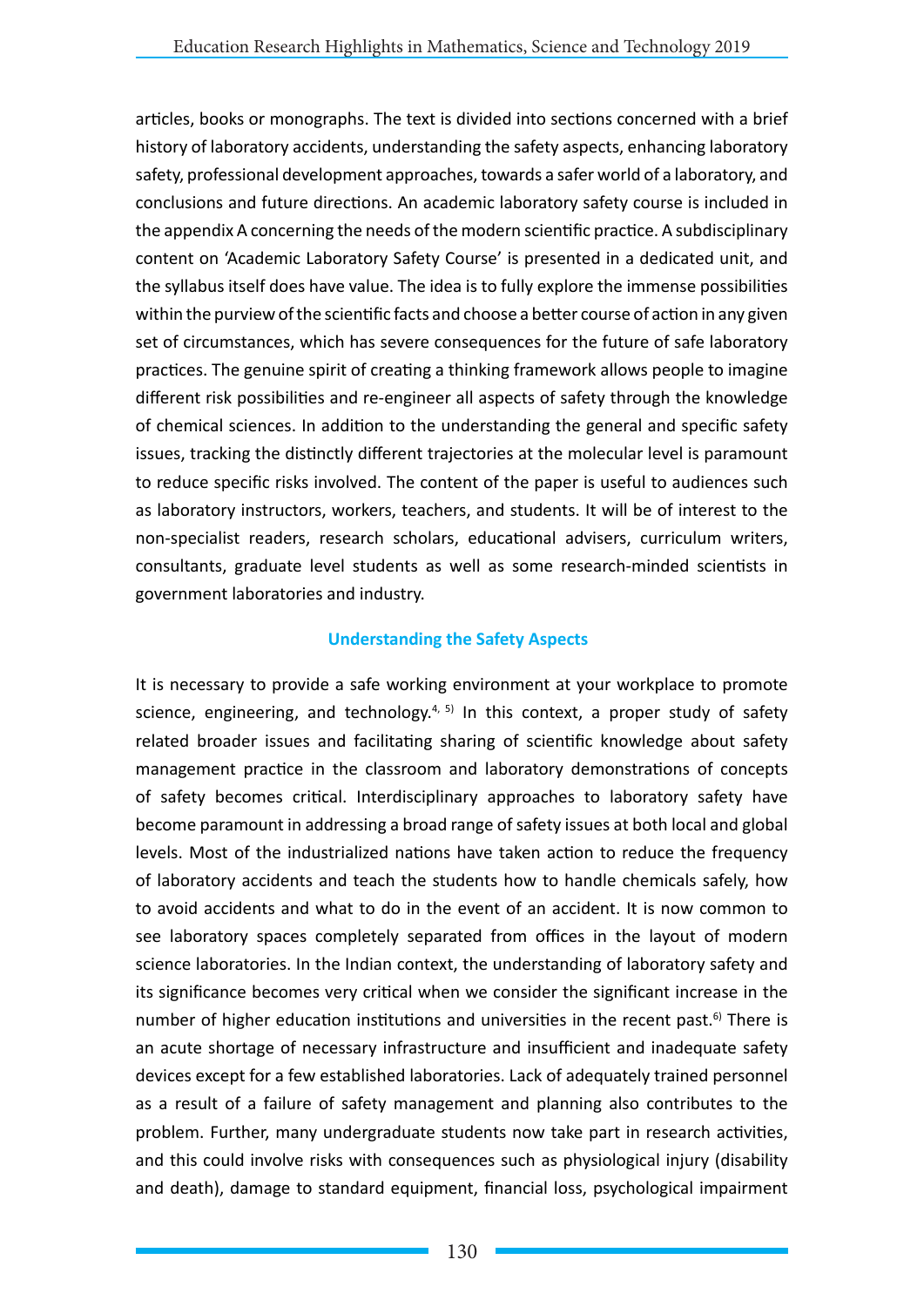articles, books or monographs. The text is divided into sections concerned with a brief history of laboratory accidents, understanding the safety aspects, enhancing laboratory safety, professional development approaches, towards a safer world of a laboratory, and conclusions and future directions. An academic laboratory safety course is included in the appendix A concerning the needs of the modern scientific practice. A subdisciplinary content on 'Academic Laboratory Safety Course' is presented in a dedicated unit, and the syllabus itself does have value. The idea is to fully explore the immense possibilities within the purview of the scientific facts and choose a better course of action in any given set of circumstances, which has severe consequences for the future of safe laboratory practices. The genuine spirit of creating a thinking framework allows people to imagine different risk possibilities and re-engineer all aspects of safety through the knowledge of chemical sciences. In addition to the understanding the general and specific safety issues, tracking the distinctly different trajectories at the molecular level is paramount to reduce specific risks involved. The content of the paper is useful to audiences such as laboratory instructors, workers, teachers, and students. It will be of interest to the non-specialist readers, research scholars, educational advisers, curriculum writers, consultants, graduate level students as well as some research-minded scientists in government laboratories and industry.

## Understanding the Safety Aspects

It is necessary to provide a safe working environment at your workplace to promote science, engineering, and technology.[4, 5] In this context, a proper study of safety related broader issues and facilitating sharing of scientific knowledge about safety management practice in the classroom and laboratory demonstrations of concepts of safety becomes critical. Interdisciplinary approaches to laboratory safety have become paramount in addressing a broad range of safety issues at both local and global levels. Most of the industrialized nations have taken action to reduce the frequency of laboratory accidents and teach the students how to handle chemicals safely, how to avoid accidents and what to do in the event of an accident. It is now common to see laboratory spaces completely separated from offices in the layout of modern science laboratories. In the Indian context, the understanding of laboratory safety and its significance becomes very critical when we consider the significant increase in the number of higher education institutions and universities in the recent past.[6] There is an acute shortage of necessary infrastructure and insufficient and inadequate safety devices except for a few established laboratories. Lack of adequately trained personnel as a result of a failure of safety management and planning also contributes to the problem. Further, many undergraduate students now take part in research activities, and this could involve risks with consequences such as physiological injury (disability and death), damage to standard equipment, financial loss, psychological impairment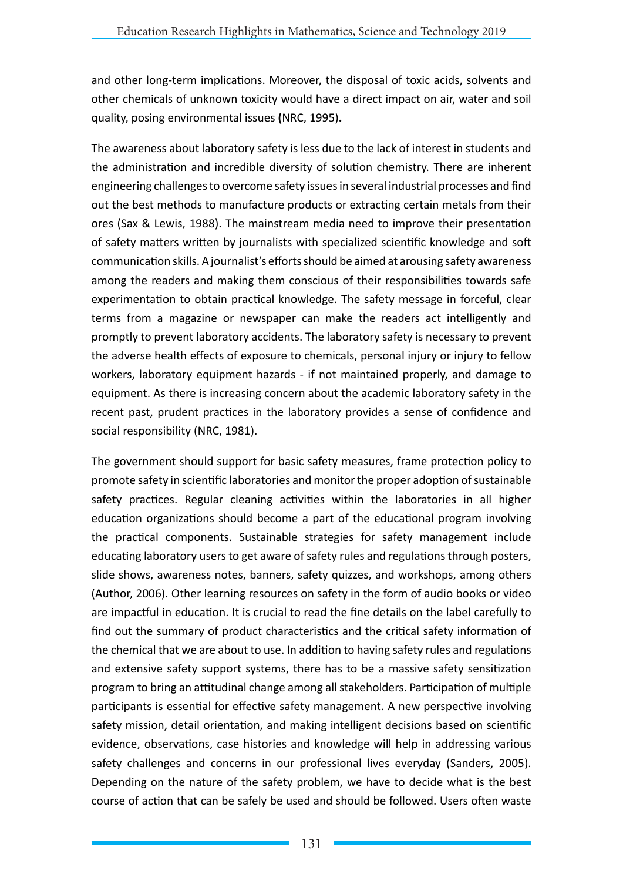and other long-term implications. Moreover, the disposal of toxic acids, solvents and other chemicals of unknown toxicity would have a direct impact on air, water and soil quality, posing environmental issues **(**NRC, 1995)**.**

The awareness about laboratory safety is less due to the lack of interest in students and the administration and incredible diversity of solution chemistry. There are inherent engineering challenges to overcome safety issues in several industrial processes and find out the best methods to manufacture products or extracting certain metals from their ores (Sax & Lewis, 1988). The mainstream media need to improve their presentation of safety matters written by journalists with specialized scientific knowledge and soft communication skills. A journalist's efforts should be aimed at arousing safety awareness among the readers and making them conscious of their responsibilities towards safe experimentation to obtain practical knowledge. The safety message in forceful, clear terms from a magazine or newspaper can make the readers act intelligently and promptly to prevent laboratory accidents. The laboratory safety is necessary to prevent the adverse health effects of exposure to chemicals, personal injury or injury to fellow workers, laboratory equipment hazards - if not maintained properly, and damage to equipment. As there is increasing concern about the academic laboratory safety in the recent past, prudent practices in the laboratory provides a sense of confidence and social responsibility (NRC, 1981).

The government should support for basic safety measures, frame protection policy to promote safety in scientific laboratories and monitor the proper adoption of sustainable safety practices. Regular cleaning activities within the laboratories in all higher education organizations should become a part of the educational program involving the practical components. Sustainable strategies for safety management include educating laboratory users to get aware of safety rules and regulations through posters, slide shows, awareness notes, banners, safety quizzes, and workshops, among others (Author, 2006). Other learning resources on safety in the form of audio books or video are impactful in education. It is crucial to read the fine details on the label carefully to find out the summary of product characteristics and the critical safety information of the chemical that we are about to use. In addition to having safety rules and regulations and extensive safety support systems, there has to be a massive safety sensitization program to bring an attitudinal change among all stakeholders. Participation of multiple participants is essential for effective safety management. A new perspective involving safety mission, detail orientation, and making intelligent decisions based on scientific evidence, observations, case histories and knowledge will help in addressing various safety challenges and concerns in our professional lives everyday (Sanders, 2005). Depending on the nature of the safety problem, we have to decide what is the best course of action that can be safely be used and should be followed. Users often waste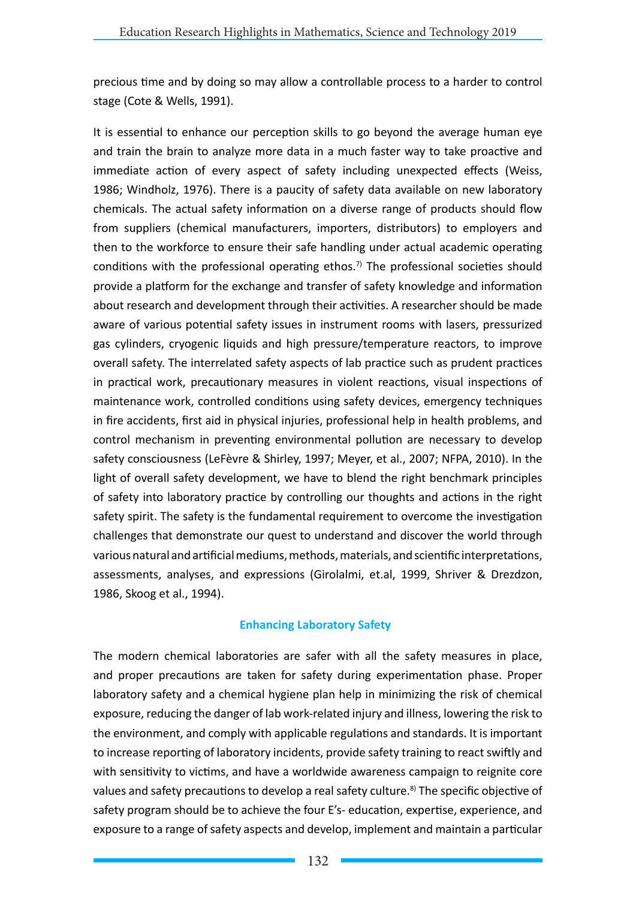precious time and by doing so may allow a controllable process to a harder to control stage (Cote & Wells, 1991).

It is essential to enhance our perception skills to go beyond the average human eye and train the brain to analyze more data in a much faster way to take proactive and immediate action of every aspect of safety including unexpected effects (Weiss, 1986; Windholz, 1976). There is a paucity of safety data available on new laboratory chemicals. The actual safety information on a diverse range of products should flow from suppliers (chemical manufacturers, importers, distributors) to employers and then to the workforce to ensure their safe handling under actual academic operating conditions with the professional operating ethos.[7)] The professional societies should provide a platform for the exchange and transfer of safety knowledge and information about research and development through their activities. A researcher should be made aware of various potential safety issues in instrument rooms with lasers, pressurized gas cylinders, cryogenic liquids and high pressure/temperature reactors, to improve overall safety. The interrelated safety aspects of lab practice such as prudent practices in practical work, precautionary measures in violent reactions, visual inspections of maintenance work, controlled conditions using safety devices, emergency techniques in fire accidents, first aid in physical injuries, professional help in health problems, and control mechanism in preventing environmental pollution are necessary to develop safety consciousness (LeFèvre & Shirley, 1997; Meyer, et al., 2007; NFPA, 2010). In the light of overall safety development, we have to blend the right benchmark principles of safety into laboratory practice by controlling our thoughts and actions in the right safety spirit. The safety is the fundamental requirement to overcome the investigation challenges that demonstrate our quest to understand and discover the world through various natural and artificial mediums, methods, materials, and scientific interpretations, assessments, analyses, and expressions (Girolalmi, et.al, 1999, Shriver & Drezdzon, 1986, Skoog et al., 1994).

## Enhancing Laboratory Safety

The modern chemical laboratories are safer with all the safety measures in place, and proper precautions are taken for safety during experimentation phase. Proper laboratory safety and a chemical hygiene plan help in minimizing the risk of chemical exposure, reducing the danger of lab work-related injury and illness, lowering the risk to the environment, and comply with applicable regulations and standards. It is important to increase reporting of laboratory incidents, provide safety training to react swiftly and with sensitivity to victims, and have a worldwide awareness campaign to reignite core values and safety precautions to develop a real safety culture.[8)] The specific objective of safety program should be to achieve the four E's- education, expertise, experience, and exposure to a range of safety aspects and develop, implement and maintain a particular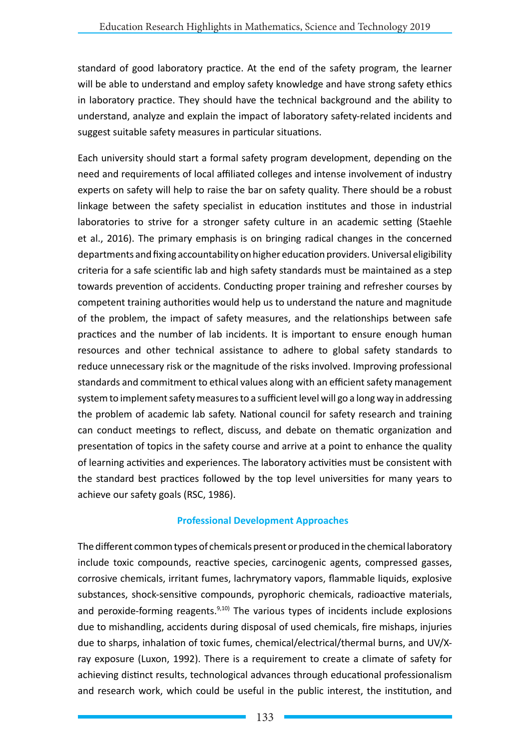standard of good laboratory practice. At the end of the safety program, the learner will be able to understand and employ safety knowledge and have strong safety ethics in laboratory practice. They should have the technical background and the ability to understand, analyze and explain the impact of laboratory safety-related incidents and suggest suitable safety measures in particular situations.

Each university should start a formal safety program development, depending on the need and requirements of local affiliated colleges and intense involvement of industry experts on safety will help to raise the bar on safety quality. There should be a robust linkage between the safety specialist in education institutes and those in industrial laboratories to strive for a stronger safety culture in an academic setting (Staehle et al., 2016). The primary emphasis is on bringing radical changes in the concerned departments and fixing accountability on higher education providers. Universal eligibility criteria for a safe scientific lab and high safety standards must be maintained as a step towards prevention of accidents. Conducting proper training and refresher courses by competent training authorities would help us to understand the nature and magnitude of the problem, the impact of safety measures, and the relationships between safe practices and the number of lab incidents. It is important to ensure enough human resources and other technical assistance to adhere to global safety standards to reduce unnecessary risk or the magnitude of the risks involved. Improving professional standards and commitment to ethical values along with an efficient safety management system to implement safety measures to a sufficient level will go a long way in addressing the problem of academic lab safety. National council for safety research and training can conduct meetings to reflect, discuss, and debate on thematic organization and presentation of topics in the safety course and arrive at a point to enhance the quality of learning activities and experiences. The laboratory activities must be consistent with the standard best practices followed by the top level universities for many years to achieve our safety goals (RSC, 1986).

## Professional Development Approaches

The different common types of chemicals present or produced in the chemical laboratory include toxic compounds, reactive species, carcinogenic agents, compressed gasses, corrosive chemicals, irritant fumes, lachrymatory vapors, flammable liquids, explosive substances, shock-sensitive compounds, pyrophoric chemicals, radioactive materials, and peroxide-forming reagents.[9,10] The various types of incidents include explosions due to mishandling, accidents during disposal of used chemicals, fire mishaps, injuries due to sharps, inhalation of toxic fumes, chemical/electrical/thermal burns, and UV/X-ray exposure (Luxon, 1992). There is a requirement to create a climate of safety for achieving distinct results, technological advances through educational professionalism and research work, which could be useful in the public interest, the institution, and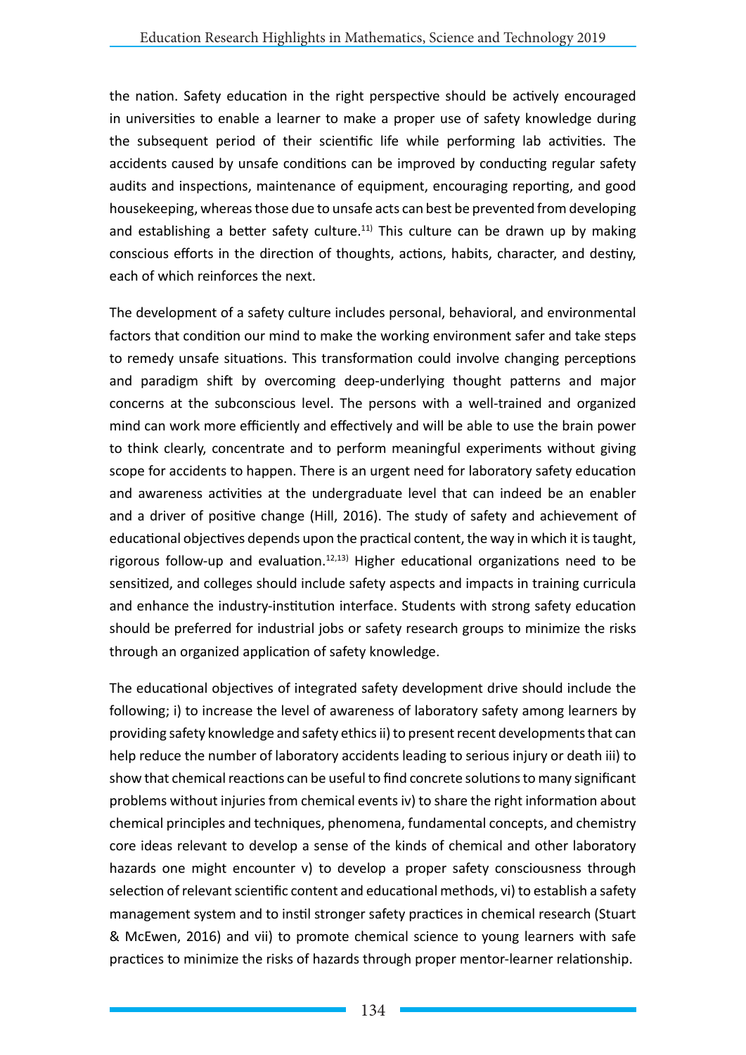the nation. Safety education in the right perspective should be actively encouraged in universities to enable a learner to make a proper use of safety knowledge during the subsequent period of their scientific life while performing lab activities. The accidents caused by unsafe conditions can be improved by conducting regular safety audits and inspections, maintenance of equipment, encouraging reporting, and good housekeeping, whereas those due to unsafe acts can best be prevented from developing and establishing a better safety culture.[11)] This culture can be drawn up by making conscious efforts in the direction of thoughts, actions, habits, character, and destiny, each of which reinforces the next.

The development of a safety culture includes personal, behavioral, and environmental factors that condition our mind to make the working environment safer and take steps to remedy unsafe situations. This transformation could involve changing perceptions and paradigm shift by overcoming deep-underlying thought patterns and major concerns at the subconscious level. The persons with a well-trained and organized mind can work more efficiently and effectively and will be able to use the brain power to think clearly, concentrate and to perform meaningful experiments without giving scope for accidents to happen. There is an urgent need for laboratory safety education and awareness activities at the undergraduate level that can indeed be an enabler and a driver of positive change (Hill, 2016). The study of safety and achievement of educational objectives depends upon the practical content, the way in which it is taught, rigorous follow-up and evaluation.[12,13)] Higher educational organizations need to be sensitized, and colleges should include safety aspects and impacts in training curricula and enhance the industry-institution interface. Students with strong safety education should be preferred for industrial jobs or safety research groups to minimize the risks through an organized application of safety knowledge.

The educational objectives of integrated safety development drive should include the following; i) to increase the level of awareness of laboratory safety among learners by providing safety knowledge and safety ethics ii) to present recent developments that can help reduce the number of laboratory accidents leading to serious injury or death iii) to show that chemical reactions can be useful to find concrete solutions to many significant problems without injuries from chemical events iv) to share the right information about chemical principles and techniques, phenomena, fundamental concepts, and chemistry core ideas relevant to develop a sense of the kinds of chemical and other laboratory hazards one might encounter v) to develop a proper safety consciousness through selection of relevant scientific content and educational methods, vi) to establish a safety management system and to instil stronger safety practices in chemical research (Stuart & McEwen, 2016) and vii) to promote chemical science to young learners with safe practices to minimize the risks of hazards through proper mentor-learner relationship.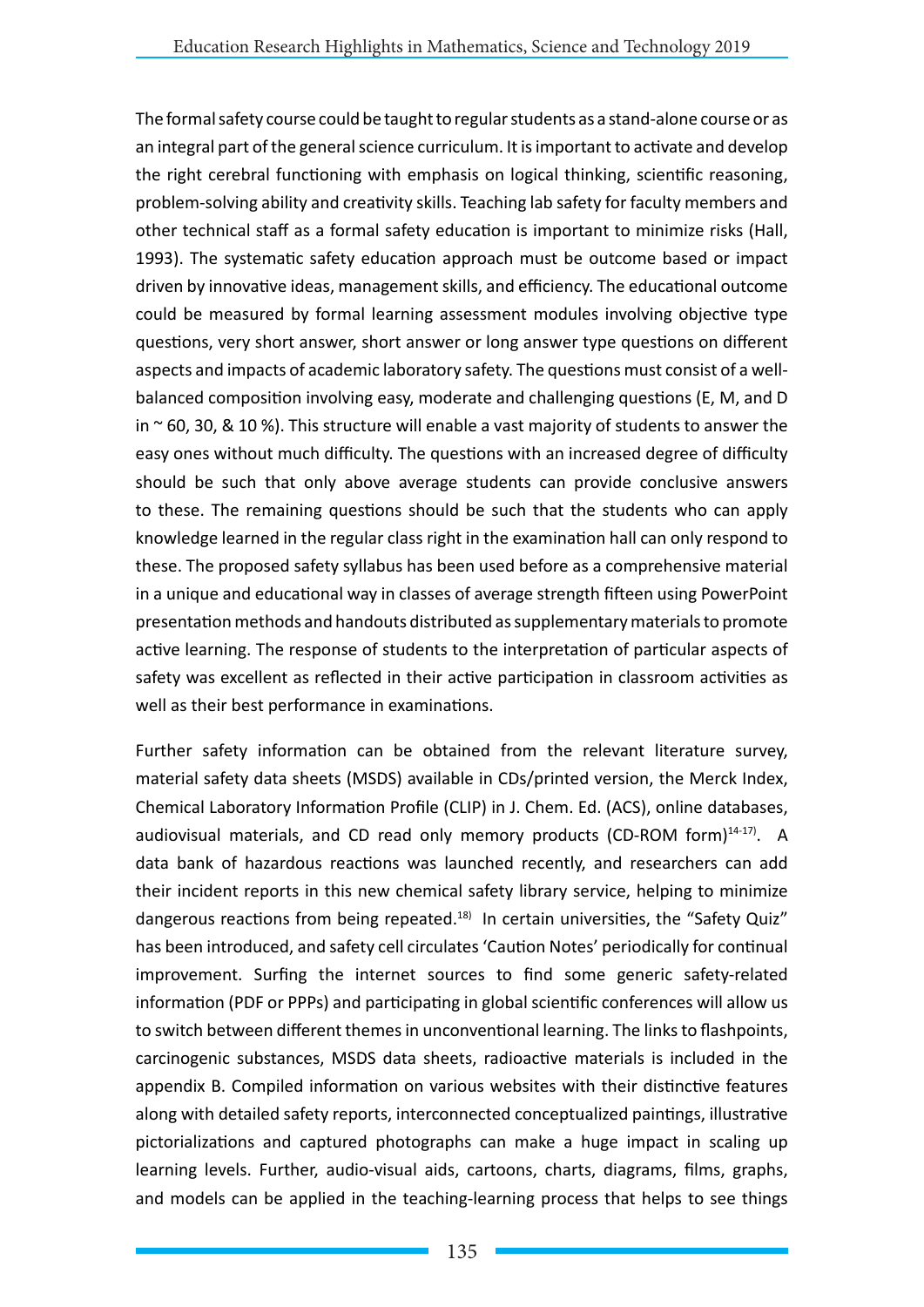The formal safety course could be taught to regular students as a stand-alone course or as an integral part of the general science curriculum. It is important to activate and develop the right cerebral functioning with emphasis on logical thinking, scientific reasoning, problem-solving ability and creativity skills. Teaching lab safety for faculty members and other technical staff as a formal safety education is important to minimize risks (Hall, 1993). The systematic safety education approach must be outcome based or impact driven by innovative ideas, management skills, and efficiency. The educational outcome could be measured by formal learning assessment modules involving objective type questions, very short answer, short answer or long answer type questions on different aspects and impacts of academic laboratory safety. The questions must consist of a well-balanced composition involving easy, moderate and challenging questions (E, M, and D in ~ 60, 30, & 10 %). This structure will enable a vast majority of students to answer the easy ones without much difficulty. The questions with an increased degree of difficulty should be such that only above average students can provide conclusive answers to these. The remaining questions should be such that the students who can apply knowledge learned in the regular class right in the examination hall can only respond to these. The proposed safety syllabus has been used before as a comprehensive material in a unique and educational way in classes of average strength fifteen using PowerPoint presentation methods and handouts distributed as supplementary materials to promote active learning. The response of students to the interpretation of particular aspects of safety was excellent as reflected in their active participation in classroom activities as well as their best performance in examinations.

Further safety information can be obtained from the relevant literature survey, material safety data sheets (MSDS) available in CDs/printed version, the Merck Index, Chemical Laboratory Information Profile (CLIP) in J. Chem. Ed. (ACS), online databases, audiovisual materials, and CD read only memory products (CD-ROM form)[14-17]. A data bank of hazardous reactions was launched recently, and researchers can add their incident reports in this new chemical safety library service, helping to minimize dangerous reactions from being repeated.[18] In certain universities, the "Safety Quiz" has been introduced, and safety cell circulates 'Caution Notes' periodically for continual improvement. Surfing the internet sources to find some generic safety-related information (PDF or PPPs) and participating in global scientific conferences will allow us to switch between different themes in unconventional learning. The links to flashpoints, carcinogenic substances, MSDS data sheets, radioactive materials is included in the appendix B. Compiled information on various websites with their distinctive features along with detailed safety reports, interconnected conceptualized paintings, illustrative pictorializations and captured photographs can make a huge impact in scaling up learning levels. Further, audio-visual aids, cartoons, charts, diagrams, films, graphs, and models can be applied in the teaching-learning process that helps to see things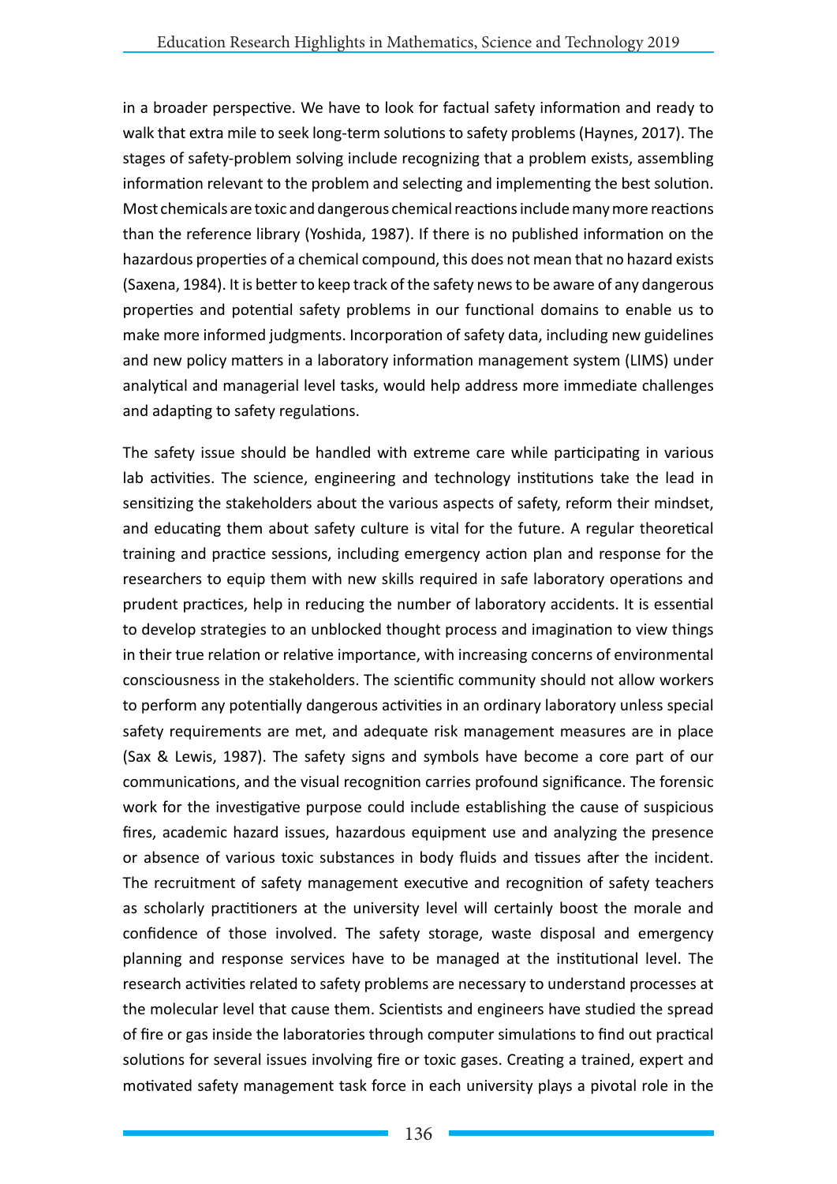in a broader perspective. We have to look for factual safety information and ready to walk that extra mile to seek long-term solutions to safety problems (Haynes, 2017). The stages of safety-problem solving include recognizing that a problem exists, assembling information relevant to the problem and selecting and implementing the best solution. Most chemicals are toxic and dangerous chemical reactions include many more reactions than the reference library (Yoshida, 1987). If there is no published information on the hazardous properties of a chemical compound, this does not mean that no hazard exists (Saxena, 1984). It is better to keep track of the safety news to be aware of any dangerous properties and potential safety problems in our functional domains to enable us to make more informed judgments. Incorporation of safety data, including new guidelines and new policy matters in a laboratory information management system (LIMS) under analytical and managerial level tasks, would help address more immediate challenges and adapting to safety regulations.

The safety issue should be handled with extreme care while participating in various lab activities. The science, engineering and technology institutions take the lead in sensitizing the stakeholders about the various aspects of safety, reform their mindset, and educating them about safety culture is vital for the future. A regular theoretical training and practice sessions, including emergency action plan and response for the researchers to equip them with new skills required in safe laboratory operations and prudent practices, help in reducing the number of laboratory accidents. It is essential to develop strategies to an unblocked thought process and imagination to view things in their true relation or relative importance, with increasing concerns of environmental consciousness in the stakeholders. The scientific community should not allow workers to perform any potentially dangerous activities in an ordinary laboratory unless special safety requirements are met, and adequate risk management measures are in place (Sax & Lewis, 1987). The safety signs and symbols have become a core part of our communications, and the visual recognition carries profound significance. The forensic work for the investigative purpose could include establishing the cause of suspicious fires, academic hazard issues, hazardous equipment use and analyzing the presence or absence of various toxic substances in body fluids and tissues after the incident. The recruitment of safety management executive and recognition of safety teachers as scholarly practitioners at the university level will certainly boost the morale and confidence of those involved. The safety storage, waste disposal and emergency planning and response services have to be managed at the institutional level. The research activities related to safety problems are necessary to understand processes at the molecular level that cause them. Scientists and engineers have studied the spread of fire or gas inside the laboratories through computer simulations to find out practical solutions for several issues involving fire or toxic gases. Creating a trained, expert and motivated safety management task force in each university plays a pivotal role in the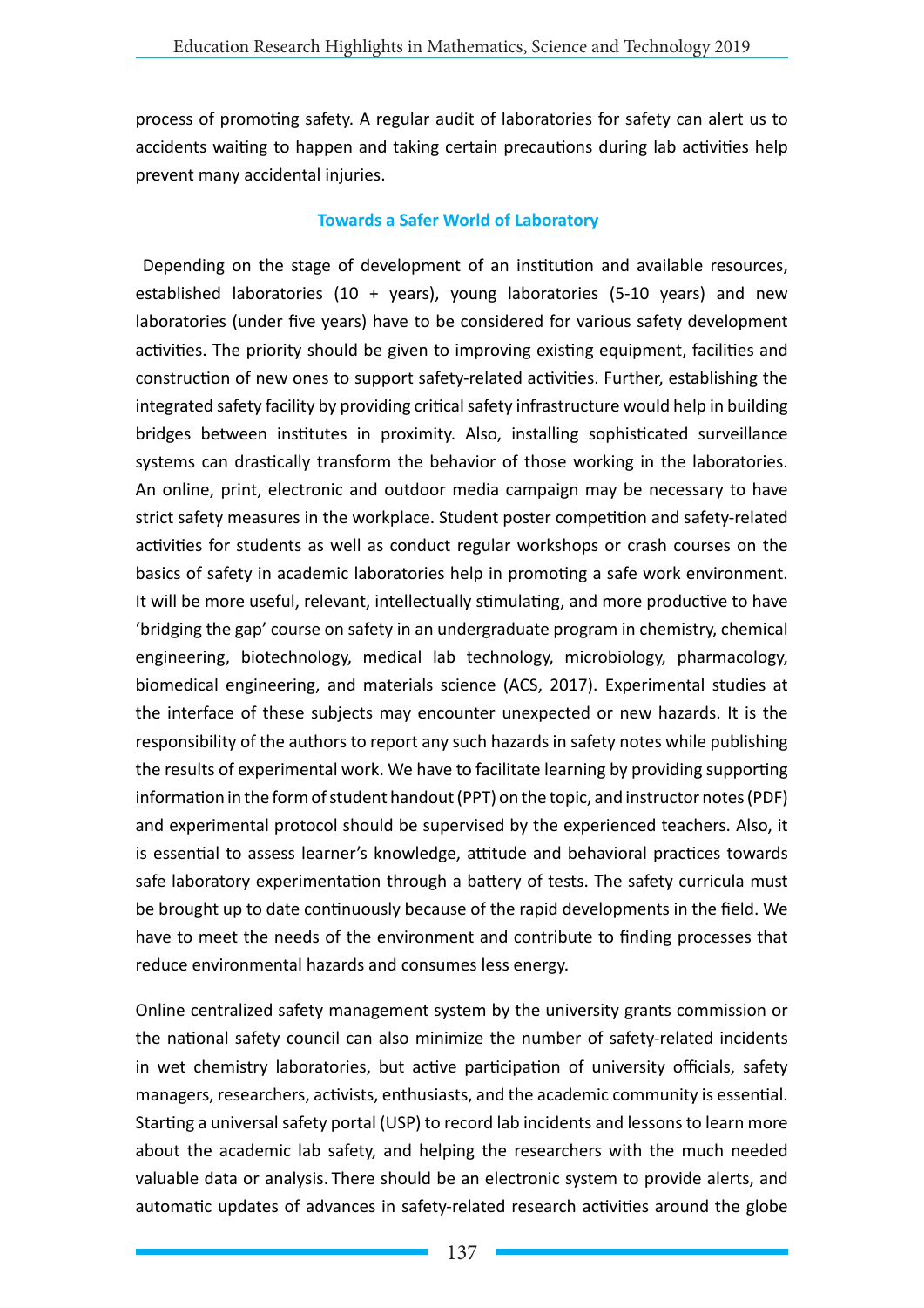process of promoting safety. A regular audit of laboratories for safety can alert us to accidents waiting to happen and taking certain precautions during lab activities help prevent many accidental injuries.

## Towards a Safer World of Laboratory

Depending on the stage of development of an institution and available resources, established laboratories (10 + years), young laboratories (5-10 years) and new laboratories (under five years) have to be considered for various safety development activities. The priority should be given to improving existing equipment, facilities and construction of new ones to support safety-related activities. Further, establishing the integrated safety facility by providing critical safety infrastructure would help in building bridges between institutes in proximity. Also, installing sophisticated surveillance systems can drastically transform the behavior of those working in the laboratories. An online, print, electronic and outdoor media campaign may be necessary to have strict safety measures in the workplace. Student poster competition and safety-related activities for students as well as conduct regular workshops or crash courses on the basics of safety in academic laboratories help in promoting a safe work environment. It will be more useful, relevant, intellectually stimulating, and more productive to have 'bridging the gap' course on safety in an undergraduate program in chemistry, chemical engineering, biotechnology, medical lab technology, microbiology, pharmacology, biomedical engineering, and materials science (ACS, 2017). Experimental studies at the interface of these subjects may encounter unexpected or new hazards. It is the responsibility of the authors to report any such hazards in safety notes while publishing the results of experimental work. We have to facilitate learning by providing supporting information in the form of student handout (PPT) on the topic, and instructor notes (PDF) and experimental protocol should be supervised by the experienced teachers. Also, it is essential to assess learner's knowledge, attitude and behavioral practices towards safe laboratory experimentation through a battery of tests. The safety curricula must be brought up to date continuously because of the rapid developments in the field. We have to meet the needs of the environment and contribute to finding processes that reduce environmental hazards and consumes less energy.

Online centralized safety management system by the university grants commission or the national safety council can also minimize the number of safety-related incidents in wet chemistry laboratories, but active participation of university officials, safety managers, researchers, activists, enthusiasts, and the academic community is essential. Starting a universal safety portal (USP) to record lab incidents and lessons to learn more about the academic lab safety, and helping the researchers with the much needed valuable data or analysis. There should be an electronic system to provide alerts, and automatic updates of advances in safety-related research activities around the globe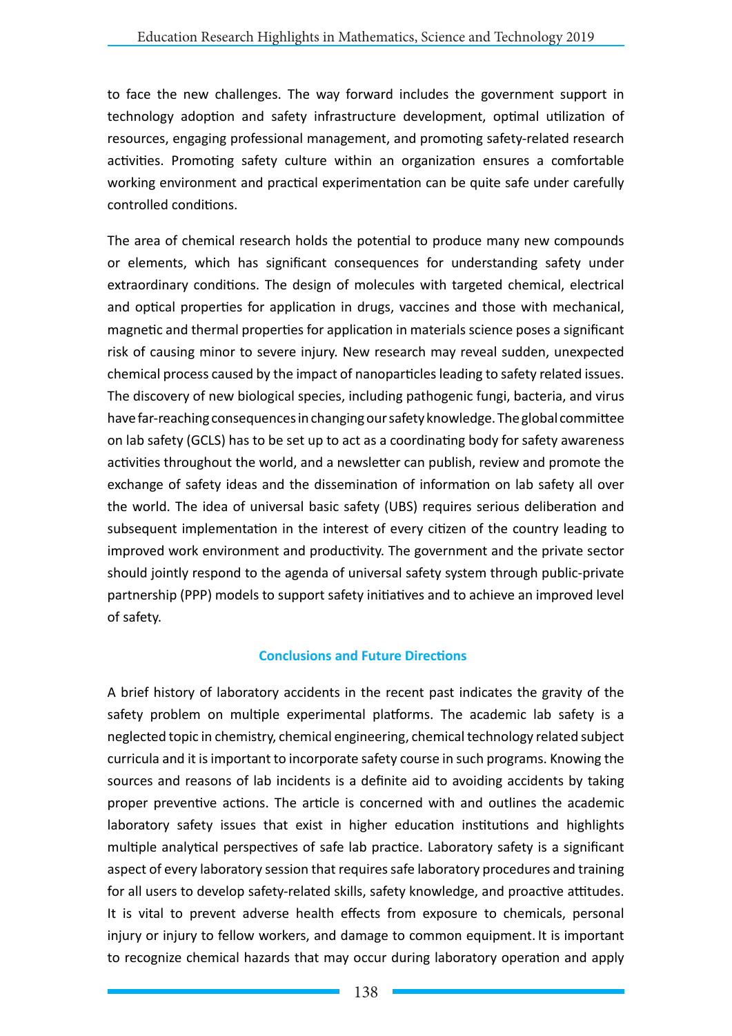to face the new challenges. The way forward includes the government support in technology adoption and safety infrastructure development, optimal utilization of resources, engaging professional management, and promoting safety-related research activities. Promoting safety culture within an organization ensures a comfortable working environment and practical experimentation can be quite safe under carefully controlled conditions.

The area of chemical research holds the potential to produce many new compounds or elements, which has significant consequences for understanding safety under extraordinary conditions. The design of molecules with targeted chemical, electrical and optical properties for application in drugs, vaccines and those with mechanical, magnetic and thermal properties for application in materials science poses a significant risk of causing minor to severe injury. New research may reveal sudden, unexpected chemical process caused by the impact of nanoparticles leading to safety related issues. The discovery of new biological species, including pathogenic fungi, bacteria, and virus have far-reaching consequences in changing our safety knowledge. The global committee on lab safety (GCLS) has to be set up to act as a coordinating body for safety awareness activities throughout the world, and a newsletter can publish, review and promote the exchange of safety ideas and the dissemination of information on lab safety all over the world. The idea of universal basic safety (UBS) requires serious deliberation and subsequent implementation in the interest of every citizen of the country leading to improved work environment and productivity. The government and the private sector should jointly respond to the agenda of universal safety system through public-private partnership (PPP) models to support safety initiatives and to achieve an improved level of safety.

## Conclusions and Future Directions

A brief history of laboratory accidents in the recent past indicates the gravity of the safety problem on multiple experimental platforms. The academic lab safety is a neglected topic in chemistry, chemical engineering, chemical technology related subject curricula and it is important to incorporate safety course in such programs. Knowing the sources and reasons of lab incidents is a definite aid to avoiding accidents by taking proper preventive actions. The article is concerned with and outlines the academic laboratory safety issues that exist in higher education institutions and highlights multiple analytical perspectives of safe lab practice. Laboratory safety is a significant aspect of every laboratory session that requires safe laboratory procedures and training for all users to develop safety-related skills, safety knowledge, and proactive attitudes. It is vital to prevent adverse health effects from exposure to chemicals, personal injury or injury to fellow workers, and damage to common equipment. It is important to recognize chemical hazards that may occur during laboratory operation and apply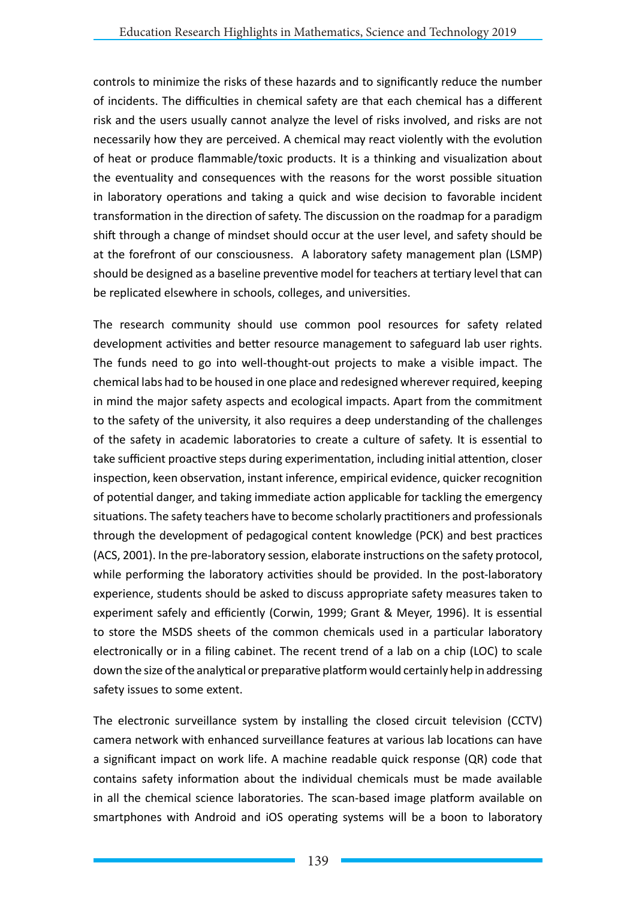controls to minimize the risks of these hazards and to significantly reduce the number of incidents. The difficulties in chemical safety are that each chemical has a different risk and the users usually cannot analyze the level of risks involved, and risks are not necessarily how they are perceived. A chemical may react violently with the evolution of heat or produce flammable/toxic products. It is a thinking and visualization about the eventuality and consequences with the reasons for the worst possible situation in laboratory operations and taking a quick and wise decision to favorable incident transformation in the direction of safety. The discussion on the roadmap for a paradigm shift through a change of mindset should occur at the user level, and safety should be at the forefront of our consciousness.  A laboratory safety management plan (LSMP) should be designed as a baseline preventive model for teachers at tertiary level that can be replicated elsewhere in schools, colleges, and universities.

The research community should use common pool resources for safety related development activities and better resource management to safeguard lab user rights. The funds need to go into well-thought-out projects to make a visible impact. The chemical labs had to be housed in one place and redesigned wherever required, keeping in mind the major safety aspects and ecological impacts. Apart from the commitment to the safety of the university, it also requires a deep understanding of the challenges of the safety in academic laboratories to create a culture of safety. It is essential to take sufficient proactive steps during experimentation, including initial attention, closer inspection, keen observation, instant inference, empirical evidence, quicker recognition of potential danger, and taking immediate action applicable for tackling the emergency situations. The safety teachers have to become scholarly practitioners and professionals through the development of pedagogical content knowledge (PCK) and best practices (ACS, 2001). In the pre-laboratory session, elaborate instructions on the safety protocol, while performing the laboratory activities should be provided. In the post-laboratory experience, students should be asked to discuss appropriate safety measures taken to experiment safely and efficiently (Corwin, 1999; Grant & Meyer, 1996). It is essential to store the MSDS sheets of the common chemicals used in a particular laboratory electronically or in a filing cabinet. The recent trend of a lab on a chip (LOC) to scale down the size of the analytical or preparative platform would certainly help in addressing safety issues to some extent.

The electronic surveillance system by installing the closed circuit television (CCTV) camera network with enhanced surveillance features at various lab locations can have a significant impact on work life. A machine readable quick response (QR) code that contains safety information about the individual chemicals must be made available in all the chemical science laboratories. The scan-based image platform available on smartphones with Android and iOS operating systems will be a boon to laboratory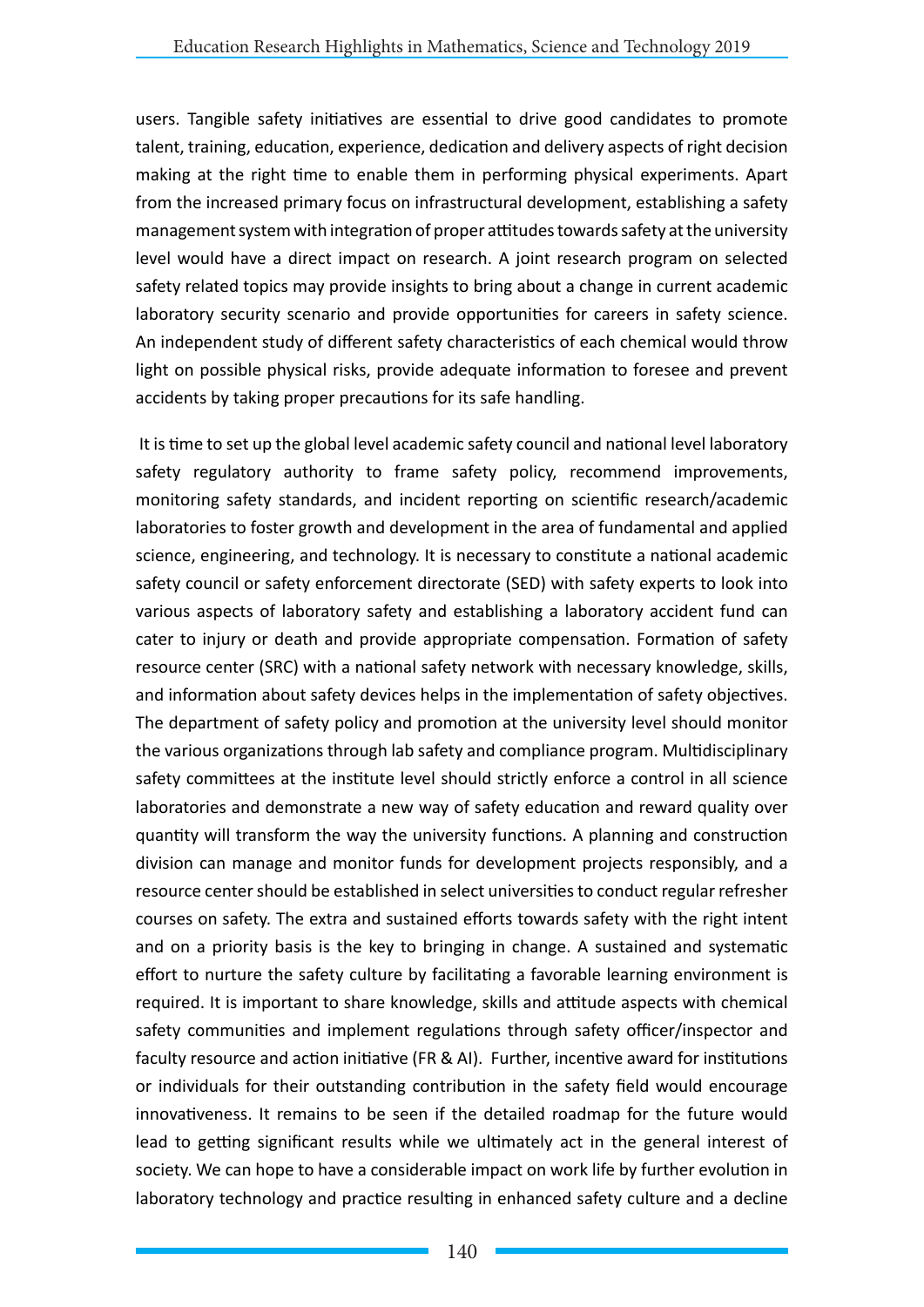users. Tangible safety initiatives are essential to drive good candidates to promote talent, training, education, experience, dedication and delivery aspects of right decision making at the right time to enable them in performing physical experiments. Apart from the increased primary focus on infrastructural development, establishing a safety management system with integration of proper attitudes towards safety at the university level would have a direct impact on research. A joint research program on selected safety related topics may provide insights to bring about a change in current academic laboratory security scenario and provide opportunities for careers in safety science. An independent study of different safety characteristics of each chemical would throw light on possible physical risks, provide adequate information to foresee and prevent accidents by taking proper precautions for its safe handling.

It is time to set up the global level academic safety council and national level laboratory safety regulatory authority to frame safety policy, recommend improvements, monitoring safety standards, and incident reporting on scientific research/academic laboratories to foster growth and development in the area of fundamental and applied science, engineering, and technology. It is necessary to constitute a national academic safety council or safety enforcement directorate (SED) with safety experts to look into various aspects of laboratory safety and establishing a laboratory accident fund can cater to injury or death and provide appropriate compensation. Formation of safety resource center (SRC) with a national safety network with necessary knowledge, skills, and information about safety devices helps in the implementation of safety objectives. The department of safety policy and promotion at the university level should monitor the various organizations through lab safety and compliance program. Multidisciplinary safety committees at the institute level should strictly enforce a control in all science laboratories and demonstrate a new way of safety education and reward quality over quantity will transform the way the university functions. A planning and construction division can manage and monitor funds for development projects responsibly, and a resource center should be established in select universities to conduct regular refresher courses on safety. The extra and sustained efforts towards safety with the right intent and on a priority basis is the key to bringing in change. A sustained and systematic effort to nurture the safety culture by facilitating a favorable learning environment is required. It is important to share knowledge, skills and attitude aspects with chemical safety communities and implement regulations through safety officer/inspector and faculty resource and action initiative (FR & AI). Further, incentive award for institutions or individuals for their outstanding contribution in the safety field would encourage innovativeness. It remains to be seen if the detailed roadmap for the future would lead to getting significant results while we ultimately act in the general interest of society. We can hope to have a considerable impact on work life by further evolution in laboratory technology and practice resulting in enhanced safety culture and a decline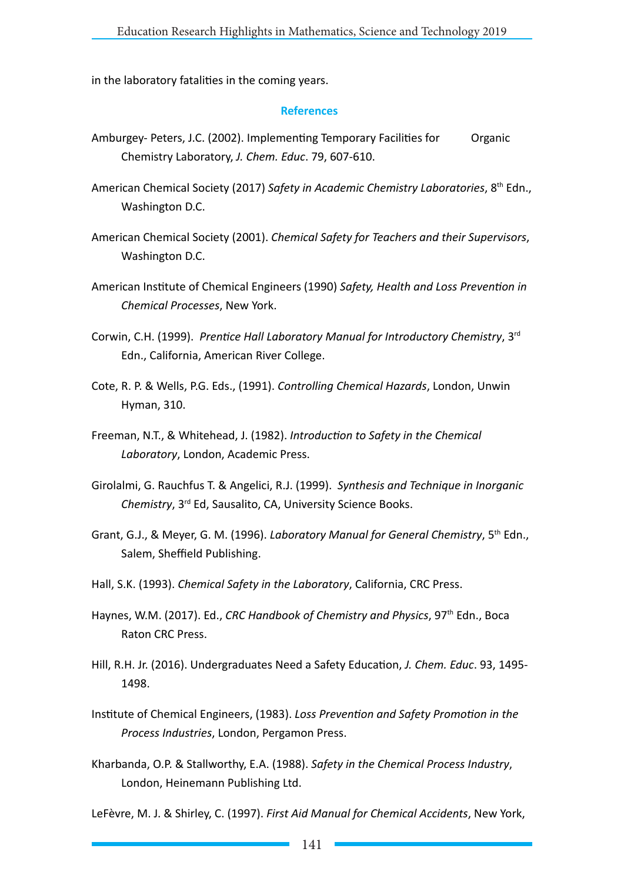in the laboratory fatalities in the coming years.

## References

Amburgey- Peters, J.C. (2002). Implementing Temporary Facilities for Organic Chemistry Laboratory, *J. Chem. Educ*. 79, 607-610.

American Chemical Society (2017) *Safety in Academic Chemistry Laboratories*, 8th Edn., Washington D.C.

American Chemical Society (2001). *Chemical Safety for Teachers and their Supervisors*, Washington D.C.

American Institute of Chemical Engineers (1990) *Safety, Health and Loss Prevention in Chemical Processes*, New York.

Corwin, C.H. (1999). *Prentice Hall Laboratory Manual for Introductory Chemistry*, 3rd Edn., California, American River College.

Cote, R. P. & Wells, P.G. Eds., (1991). *Controlling Chemical Hazards*, London, Unwin Hyman, 310.

Freeman, N.T., & Whitehead, J. (1982). *Introduction to Safety in the Chemical Laboratory*, London, Academic Press.

Girolalmi, G. Rauchfus T. & Angelici, R.J. (1999). *Synthesis and Technique in Inorganic Chemistry*, 3rd Ed, Sausalito, CA, University Science Books.

Grant, G.J., & Meyer, G. M. (1996). *Laboratory Manual for General Chemistry*, 5th Edn., Salem, Sheffield Publishing.

Hall, S.K. (1993). *Chemical Safety in the Laboratory*, California, CRC Press.

Haynes, W.M. (2017). Ed., *CRC Handbook of Chemistry and Physics*, 97th Edn., Boca Raton CRC Press.

Hill, R.H. Jr. (2016). Undergraduates Need a Safety Education, *J. Chem. Educ*. 93, 1495-1498.

Institute of Chemical Engineers, (1983). *Loss Prevention and Safety Promotion in the Process Industries*, London, Pergamon Press.

Kharbanda, O.P. & Stallworthy, E.A. (1988). *Safety in the Chemical Process Industry*, London, Heinemann Publishing Ltd.

LeFèvre, M. J. & Shirley, C. (1997). *First Aid Manual for Chemical Accidents*, New York,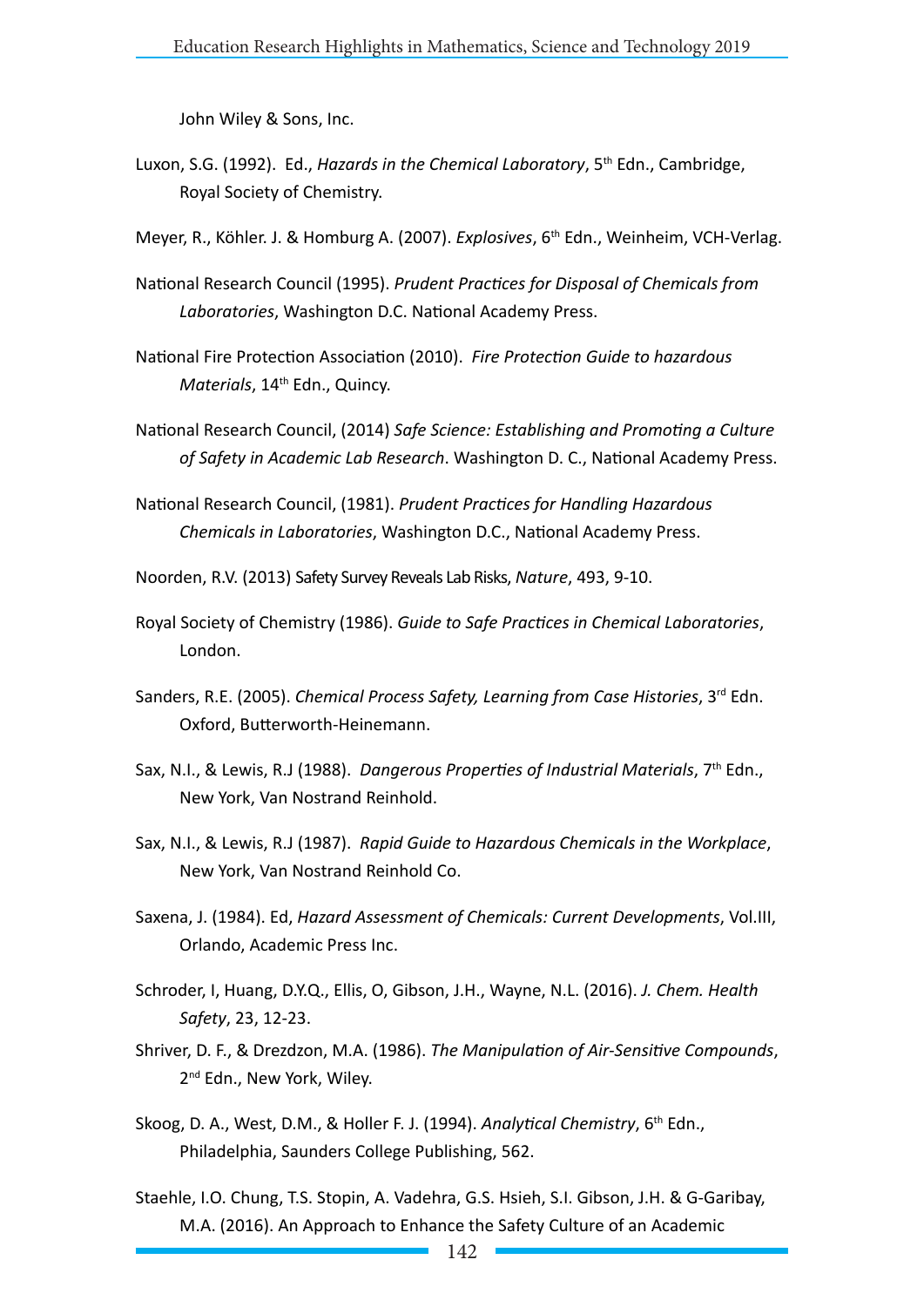John Wiley & Sons, Inc.

Luxon, S.G. (1992). Ed., *Hazards in the Chemical Laboratory*, 5th Edn., Cambridge, Royal Society of Chemistry.

Meyer, R., Köhler. J. & Homburg A. (2007). *Explosives*, 6th Edn., Weinheim, VCH-Verlag.

National Research Council (1995). *Prudent Practices for Disposal of Chemicals from Laboratories*, Washington D.C. National Academy Press.

National Fire Protection Association (2010). *Fire Protection Guide to hazardous Materials*, 14th Edn., Quincy.

National Research Council, (2014) *Safe Science: Establishing and Promoting a Culture of Safety in Academic Lab Research*. Washington D. C., National Academy Press.

National Research Council, (1981). *Prudent Practices for Handling Hazardous Chemicals in Laboratories*, Washington D.C., National Academy Press.

Noorden, R.V. (2013) Safety Survey Reveals Lab Risks, *Nature*, 493, 9-10.

Royal Society of Chemistry (1986). *Guide to Safe Practices in Chemical Laboratories*, London.

Sanders, R.E. (2005). *Chemical Process Safety, Learning from Case Histories*, 3rd Edn. Oxford, Butterworth-Heinemann.

Sax, N.I., & Lewis, R.J (1988). *Dangerous Properties of Industrial Materials*, 7th Edn., New York, Van Nostrand Reinhold.

Sax, N.I., & Lewis, R.J (1987). *Rapid Guide to Hazardous Chemicals in the Workplace*, New York, Van Nostrand Reinhold Co.

Saxena, J. (1984). Ed, *Hazard Assessment of Chemicals: Current Developments*, Vol.III, Orlando, Academic Press Inc.

Schroder, I, Huang, D.Y.Q., Ellis, O, Gibson, J.H., Wayne, N.L. (2016). *J. Chem. Health Safety*, 23, 12-23.

Shriver, D. F., & Drezdzon, M.A. (1986). *The Manipulation of Air-Sensitive Compounds*, 2nd Edn., New York, Wiley.

Skoog, D. A., West, D.M., & Holler F. J. (1994). *Analytical Chemistry*, 6th Edn., Philadelphia, Saunders College Publishing, 562.

Staehle, I.O. Chung, T.S. Stopin, A. Vadehra, G.S. Hsieh, S.I. Gibson, J.H. & G-Garibay, M.A. (2016). An Approach to Enhance the Safety Culture of an Academic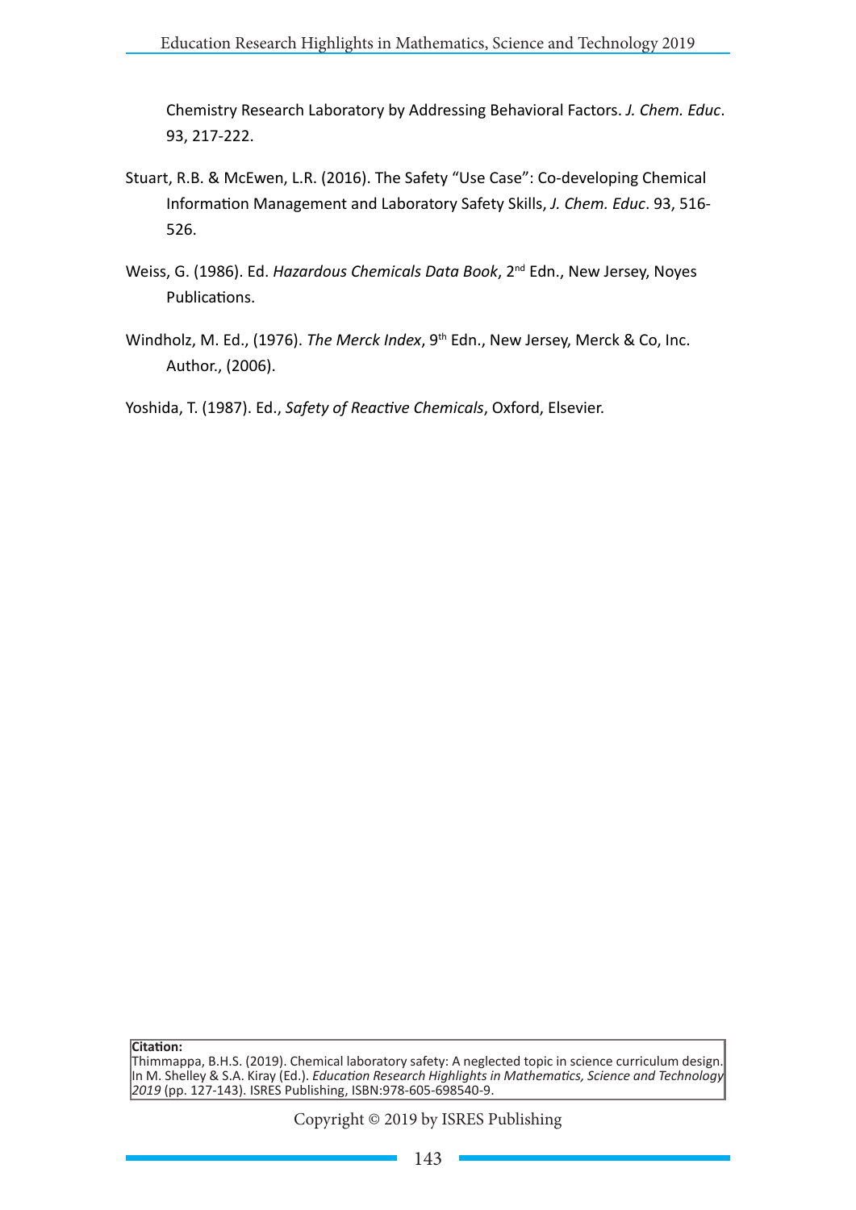Chemistry Research Laboratory by Addressing Behavioral Factors. *J. Chem. Educ*. 93, 217-222.

Stuart, R.B. & McEwen, L.R. (2016). The Safety "Use Case": Co-developing Chemical Information Management and Laboratory Safety Skills, *J. Chem. Educ*. 93, 516-526.

Weiss, G. (1986). Ed. *Hazardous Chemicals Data Book*, 2nd Edn., New Jersey, Noyes Publications.

Windholz, M. Ed., (1976). *The Merck Index*, 9th Edn., New Jersey, Merck & Co, Inc. Author., (2006).

Yoshida, T. (1987). Ed., *Safety of Reactive Chemicals*, Oxford, Elsevier.

**Citation:**
Thimmappa, B.H.S. (2019). Chemical laboratory safety: A neglected topic in science curriculum design. In M. Shelley & S.A. Kiray (Ed.). *Education Research Highlights in Mathematics, Science and Technology 2019* (pp. 127-143). ISRES Publishing, ISBN:978-605-698540-9.

Copyright © 2019 by ISRES Publishing